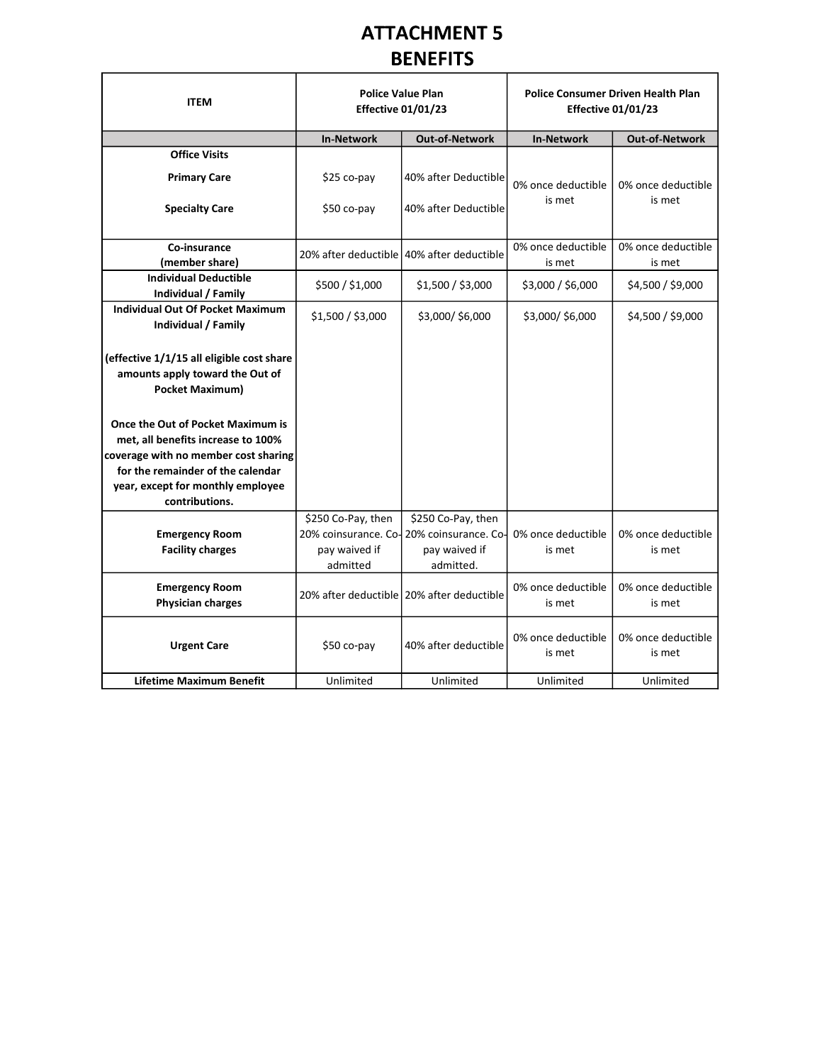# ATTACHMENT 5
# BENEFITS

| ITEM | Police Value Plan Effective 01/01/23 | | Police Consumer Driven Health Plan Effective 01/01/23 | |
|---|---|---|---|---|
| | **In-Network** | **Out-of-Network** | **In-Network** | **Out-of-Network** |
| **Office Visits** | | | | |
| **Primary Care** | $25 co-pay | 40% after Deductible | 0% once deductible is met | 0% once deductible is met |
| **Specialty Care** | $50 co-pay | 40% after Deductible | | |
| **Co-insurance (member share)** | 20% after deductible | 40% after deductible | 0% once deductible is met | 0% once deductible is met |
| **Individual Deductible Individual / Family** | $500 / $1,000 | $1,500 / $3,000 | $3,000 / $6,000 | $4,500 / $9,000 |
| **Individual Out Of Pocket Maximum Individual / Family** | $1,500 / $3,000 | $3,000/ $6,000 | $3,000/ $6,000 | $4,500 / $9,000 |
| **(effective 1/1/15 all eligible cost share amounts apply toward the Out of Pocket Maximum)** | | | | |
| **Once the Out of Pocket Maximum is met, all benefits increase to 100% coverage with no member cost sharing for the remainder of the calendar year, except for monthly employee contributions.** | | | | |
| **Emergency Room Facility charges** | $250 Co-Pay, then 20% coinsurance. Co-pay waived if admitted | $250 Co-Pay, then 20% coinsurance. Co-pay waived if admitted. | 0% once deductible is met | 0% once deductible is met |
| **Emergency Room Physician charges** | 20% after deductible | 20% after deductible | 0% once deductible is met | 0% once deductible is met |
| **Urgent Care** | $50 co-pay | 40% after deductible | 0% once deductible is met | 0% once deductible is met |
| **Lifetime Maximum Benefit** | Unlimited | Unlimited | Unlimited | Unlimited |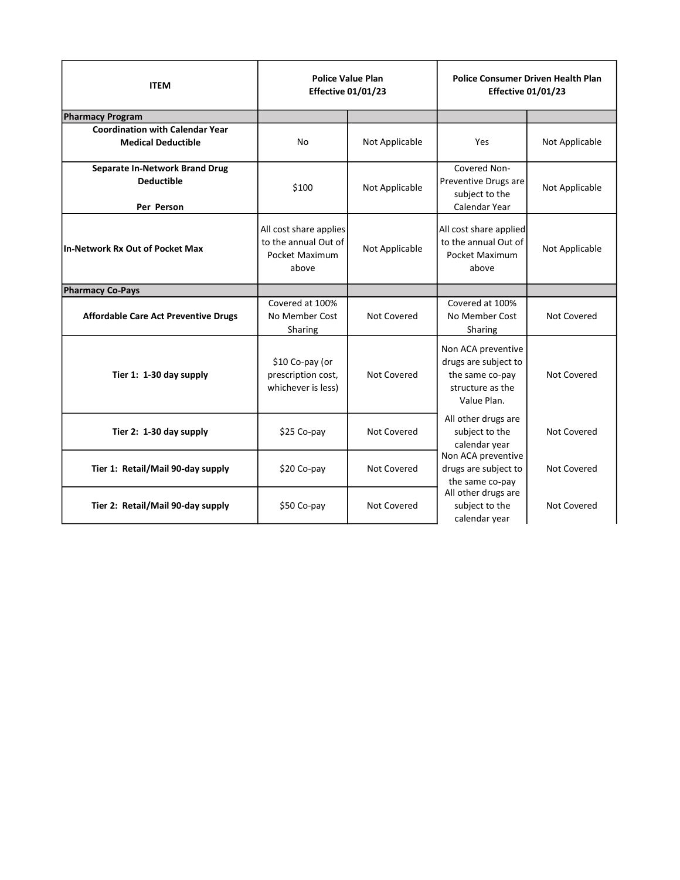| ITEM | Police Value Plan Effective 01/01/23 | | Police Consumer Driven Health Plan Effective 01/01/23 | |
|---|---|---|---|---|
| **Pharmacy Program** | | | | |
| **Coordination with Calendar Year Medical Deductible** | No | Not Applicable | Yes | Not Applicable |
| **Separate In-Network Brand Drug Deductible Per Person** | $100 | Not Applicable | Covered Non-Preventive Drugs are subject to the Calendar Year | Not Applicable |
| **In-Network Rx Out of Pocket Max** | All cost share applies to the annual Out of Pocket Maximum above | Not Applicable | All cost share applied to the annual Out of Pocket Maximum above | Not Applicable |
| **Pharmacy Co-Pays** | | | | |
| **Affordable Care Act Preventive Drugs** | Covered at 100% No Member Cost Sharing | Not Covered | Covered at 100% No Member Cost Sharing | Not Covered |
| **Tier 1: 1-30 day supply** | $10 Co-pay (or prescription cost, whichever is less) | Not Covered | Non ACA preventive drugs are subject to the same co-pay structure as the Value Plan. | Not Covered |
| **Tier 2: 1-30 day supply** | $25 Co-pay | Not Covered | All other drugs are subject to the calendar year | Not Covered |
| **Tier 1: Retail/Mail 90-day supply** | $20 Co-pay | Not Covered | Non ACA preventive drugs are subject to the same co-pay | Not Covered |
| **Tier 2: Retail/Mail 90-day supply** | $50 Co-pay | Not Covered | All other drugs are subject to the calendar year | Not Covered |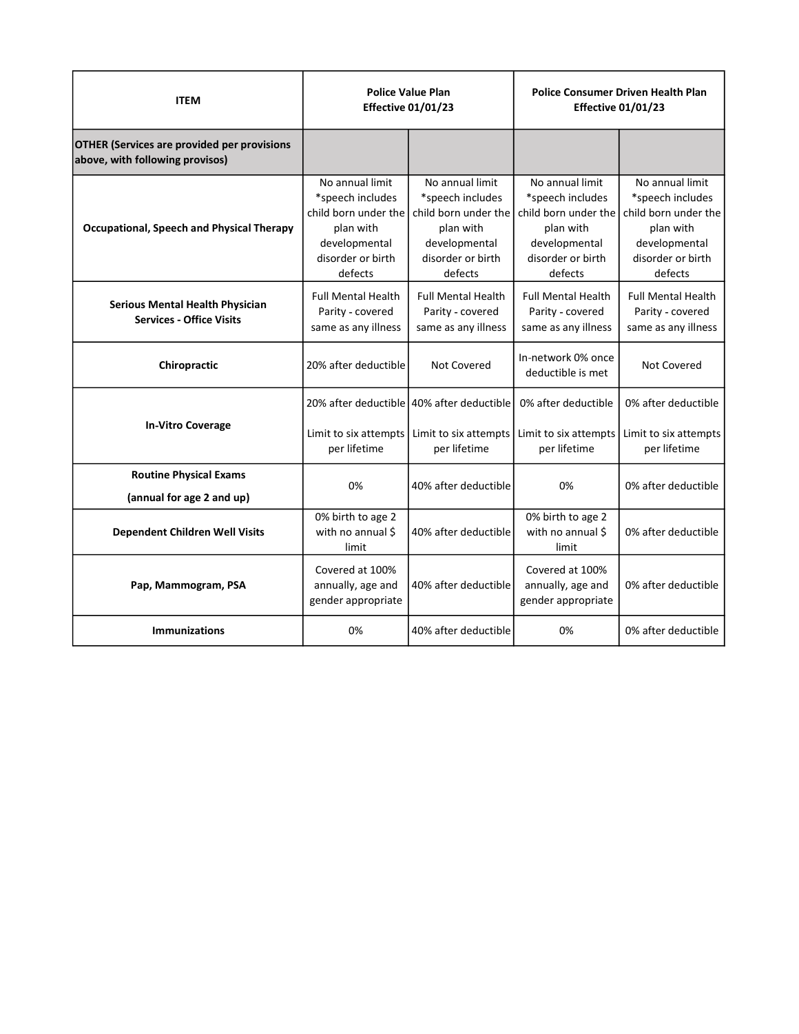| ITEM | Police Value Plan Effective 01/01/23 | | Police Consumer Driven Health Plan Effective 01/01/23 | |
|---|---|---|---|---|
| **OTHER (Services are provided per provisions above, with following provisos)** | | | | |
| **Occupational, Speech and Physical Therapy** | No annual limit *speech includes child born under the plan with developmental disorder or birth defects | No annual limit *speech includes child born under the plan with developmental disorder or birth defects | No annual limit *speech includes child born under the plan with developmental disorder or birth defects | No annual limit *speech includes child born under the plan with developmental disorder or birth defects |
| **Serious Mental Health Physician Services - Office Visits** | Full Mental Health Parity - covered same as any illness | Full Mental Health Parity - covered same as any illness | Full Mental Health Parity - covered same as any illness | Full Mental Health Parity - covered same as any illness |
| **Chiropractic** | 20% after deductible | Not Covered | In-network 0% once deductible is met | Not Covered |
| **In-Vitro Coverage** | 20% after deductible<br><br>Limit to six attempts per lifetime | 40% after deductible<br><br>Limit to six attempts per lifetime | 0% after deductible<br><br>Limit to six attempts per lifetime | 0% after deductible<br><br>Limit to six attempts per lifetime |
| **Routine Physical Exams (annual for age 2 and up)** | 0% | 40% after deductible | 0% | 0% after deductible |
| **Dependent Children Well Visits** | 0% birth to age 2 with no annual $ limit | 40% after deductible | 0% birth to age 2 with no annual $ limit | 0% after deductible |
| **Pap, Mammogram, PSA** | Covered at 100% annually, age and gender appropriate | 40% after deductible | Covered at 100% annually, age and gender appropriate | 0% after deductible |
| **Immunizations** | 0% | 40% after deductible | 0% | 0% after deductible |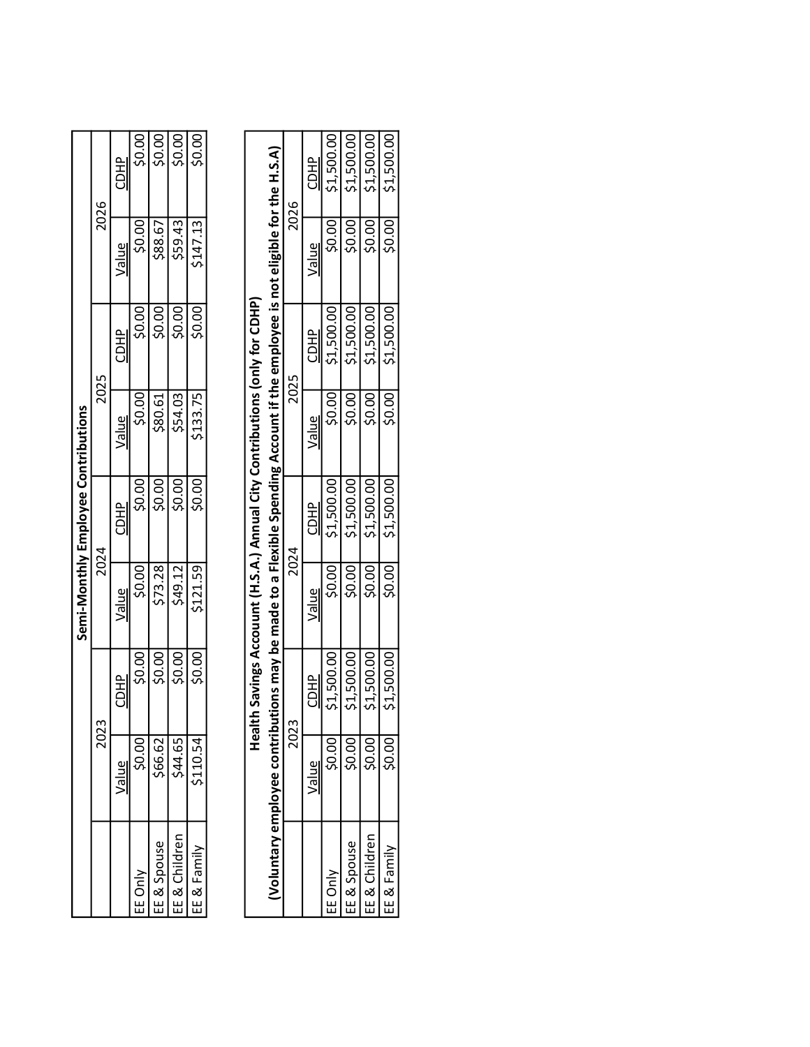| Semi-Monthly Employee Contributions | | | | | | | | |
|---|---|---|---|---|---|---|---|---|
| | 2023 | | 2024 | | 2025 | | 2026 | |
| | Value | CDHP | Value | CDHP | Value | CDHP | Value | CDHP |
| EE Only | $0.00 | $0.00 | $0.00 | $0.00 | $0.00 | $0.00 | $0.00 | $0.00 |
| EE & Spouse | $66.62 | $0.00 | $73.28 | $0.00 | $80.61 | $0.00 | $88.67 | $0.00 |
| EE & Children | $44.65 | $0.00 | $49.12 | $0.00 | $54.03 | $0.00 | $59.43 | $0.00 |
| EE & Family | $110.54 | $0.00 | $121.59 | $0.00 | $133.75 | $0.00 | $147.13 | $0.00 |

| Health Savings Accouunt (H.S.A.) Annual City Contributions (only for CDHP) (Voluntary employee contributions may be made to a Flexible Spending Account if the employee is not eligible for the H.S.A) | | | | | | | | |
|---|---|---|---|---|---|---|---|---|
| | 2023 | | 2024 | | 2025 | | 2026 | |
| | Value | CDHP | Value | CDHP | Value | CDHP | Value | CDHP |
| EE Only | $0.00 | $1,500.00 | $0.00 | $1,500.00 | $0.00 | $1,500.00 | $0.00 | $1,500.00 |
| EE & Spouse | $0.00 | $1,500.00 | $0.00 | $1,500.00 | $0.00 | $1,500.00 | $0.00 | $1,500.00 |
| EE & Children | $0.00 | $1,500.00 | $0.00 | $1,500.00 | $0.00 | $1,500.00 | $0.00 | $1,500.00 |
| EE & Family | $0.00 | $1,500.00 | $0.00 | $1,500.00 | $0.00 | $1,500.00 | $0.00 | $1,500.00 |